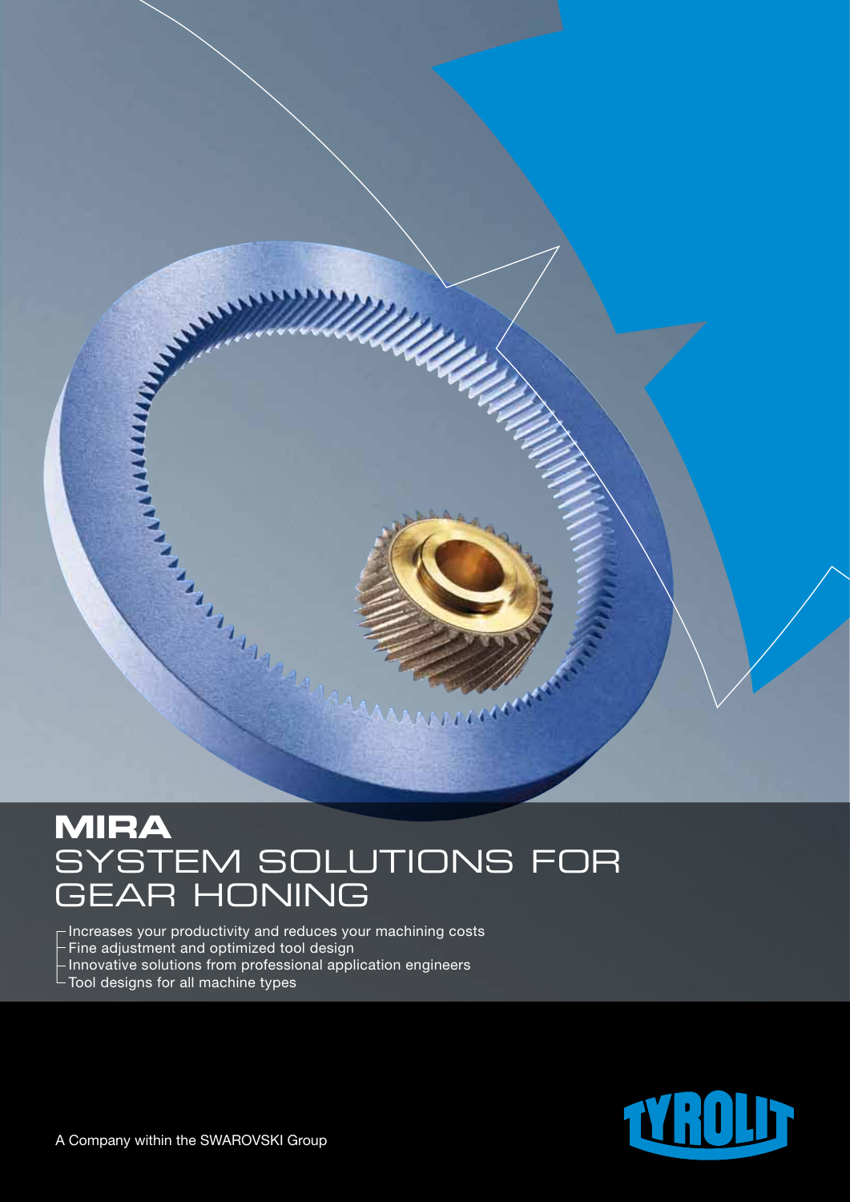# MIRA

## SYSTEM SOLUTIONS FOR GEAR HONING

- Increases your productivity and reduces your machining costs
- Fine adjustment and optimized tool design
- Innovative solutions from professional application engineers
- Tool designs for all machine types

A Company within the SWAROVSKI Group

TYROLIT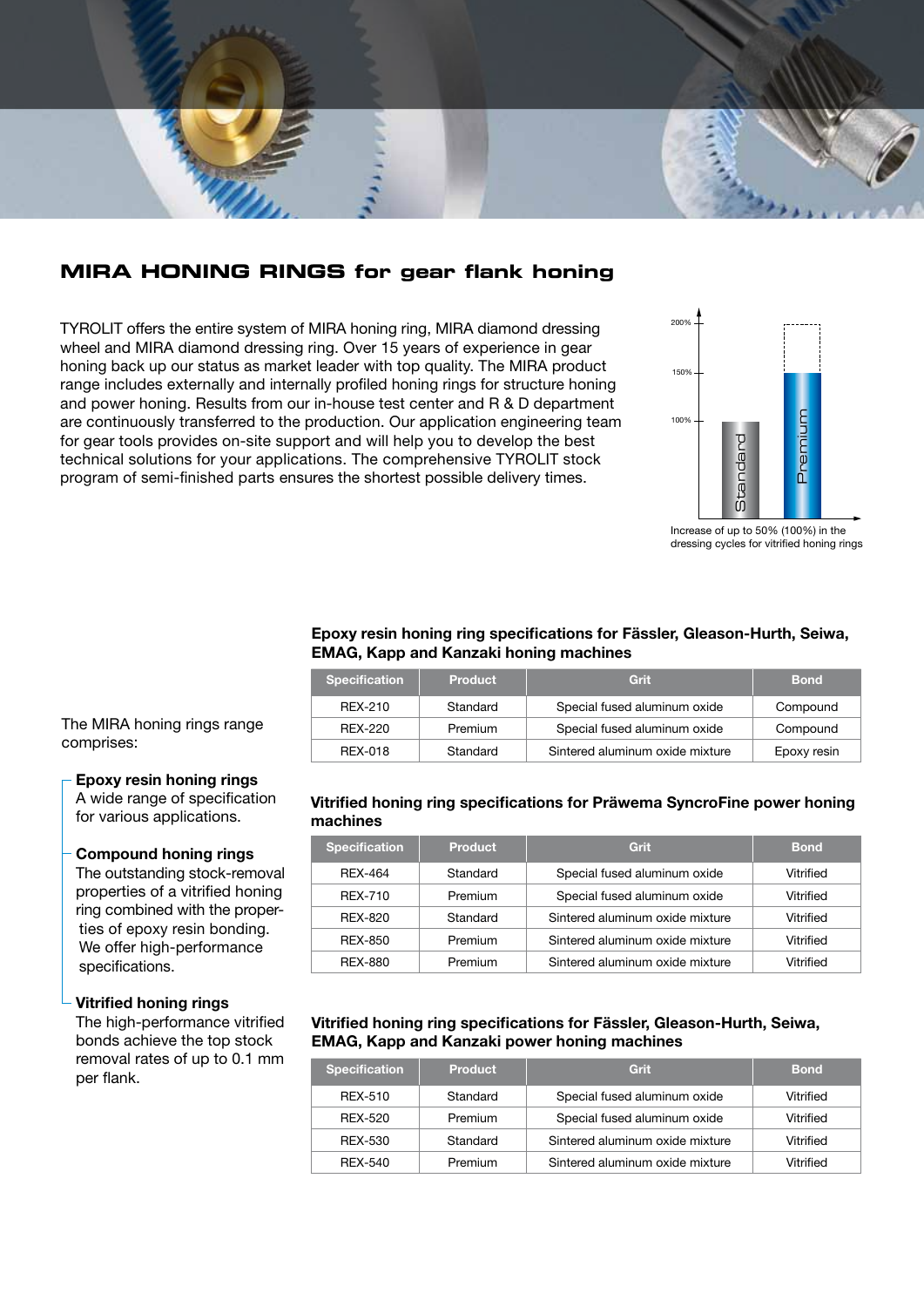## MIRA HONING RINGS for gear flank honing

TYROLIT offers the entire system of MIRA honing ring, MIRA diamond dressing wheel and MIRA diamond dressing ring. Over 15 years of experience in gear honing back up our status as market leader with top quality. The MIRA product range includes externally and internally profiled honing rings for structure honing and power honing. Results from our in-house test center and R & D department are continuously transferred to the production. Our application engineering team for gear tools provides on-site support and will help you to develop the best technical solutions for your applications. The comprehensive TYROLIT stock program of semi-finished parts ensures the shortest possible delivery times.

200%
150%
100%
Standard
Premium

Increase of up to 50% (100%) in the dressing cycles for vitrified honing rings

The MIRA honing rings range comprises:

**Epoxy resin honing rings**
A wide range of specification for various applications.

**Compound honing rings**
The outstanding stock-removal properties of a vitrified honing ring combined with the properties of epoxy resin bonding. We offer high-performance specifications.

**Vitrified honing rings**
The high-performance vitrified bonds achieve the top stock removal rates of up to 0.1 mm per flank.

**Epoxy resin honing ring specifications for Fässler, Gleason-Hurth, Seiwa, EMAG, Kapp and Kanzaki honing machines**

| Specification | Product | Grit | Bond |
|---|---|---|---|
| REX-210 | Standard | Special fused aluminum oxide | Compound |
| REX-220 | Premium | Special fused aluminum oxide | Compound |
| REX-018 | Standard | Sintered aluminum oxide mixture | Epoxy resin |

**Vitrified honing ring specifications for Präwema SyncroFine power honing machines**

| Specification | Product | Grit | Bond |
|---|---|---|---|
| REX-464 | Standard | Special fused aluminum oxide | Vitrified |
| REX-710 | Premium | Special fused aluminum oxide | Vitrified |
| REX-820 | Standard | Sintered aluminum oxide mixture | Vitrified |
| REX-850 | Premium | Sintered aluminum oxide mixture | Vitrified |
| REX-880 | Premium | Sintered aluminum oxide mixture | Vitrified |

**Vitrified honing ring specifications for Fässler, Gleason-Hurth, Seiwa, EMAG, Kapp and Kanzaki power honing machines**

| Specification | Product | Grit | Bond |
|---|---|---|---|
| REX-510 | Standard | Special fused aluminum oxide | Vitrified |
| REX-520 | Premium | Special fused aluminum oxide | Vitrified |
| REX-530 | Standard | Sintered aluminum oxide mixture | Vitrified |
| REX-540 | Premium | Sintered aluminum oxide mixture | Vitrified |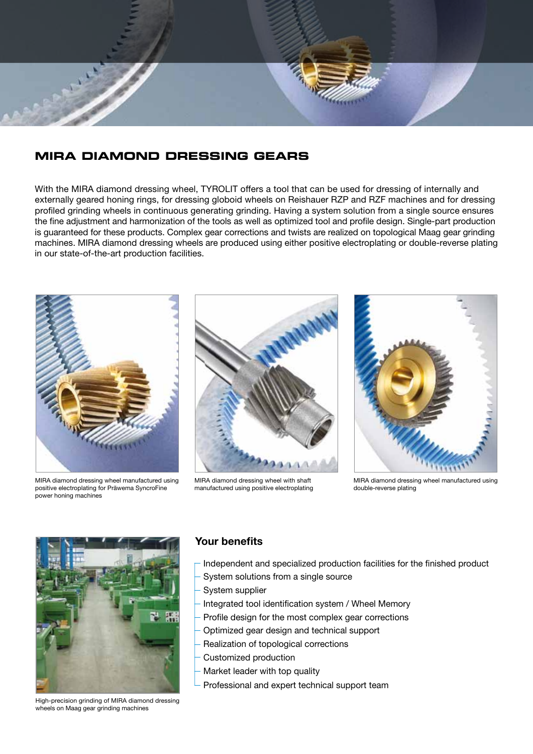## MIRA DIAMOND DRESSING GEARS

With the MIRA diamond dressing wheel, TYROLIT offers a tool that can be used for dressing of internally and externally geared honing rings, for dressing globoid wheels on Reishauer RZP and RZF machines and for dressing profiled grinding wheels in continuous generating grinding. Having a system solution from a single source ensures the fine adjustment and harmonization of the tools as well as optimized tool and profile design. Single-part production is guaranteed for these products. Complex gear corrections and twists are realized on topological Maag gear grinding machines. MIRA diamond dressing wheels are produced using either positive electroplating or double-reverse plating in our state-of-the-art production facilities.

MIRA diamond dressing wheel manufactured using positive electroplating for Präwema SyncroFine power honing machines

MIRA diamond dressing wheel with shaft manufactured using positive electroplating

MIRA diamond dressing wheel manufactured using double-reverse plating

High-precision grinding of MIRA diamond dressing wheels on Maag gear grinding machines

### Your benefits

- Independent and specialized production facilities for the finished product
- System solutions from a single source
- System supplier
- Integrated tool identification system / Wheel Memory
- Profile design for the most complex gear corrections
- Optimized gear design and technical support
- Realization of topological corrections
- Customized production
- Market leader with top quality
- Professional and expert technical support team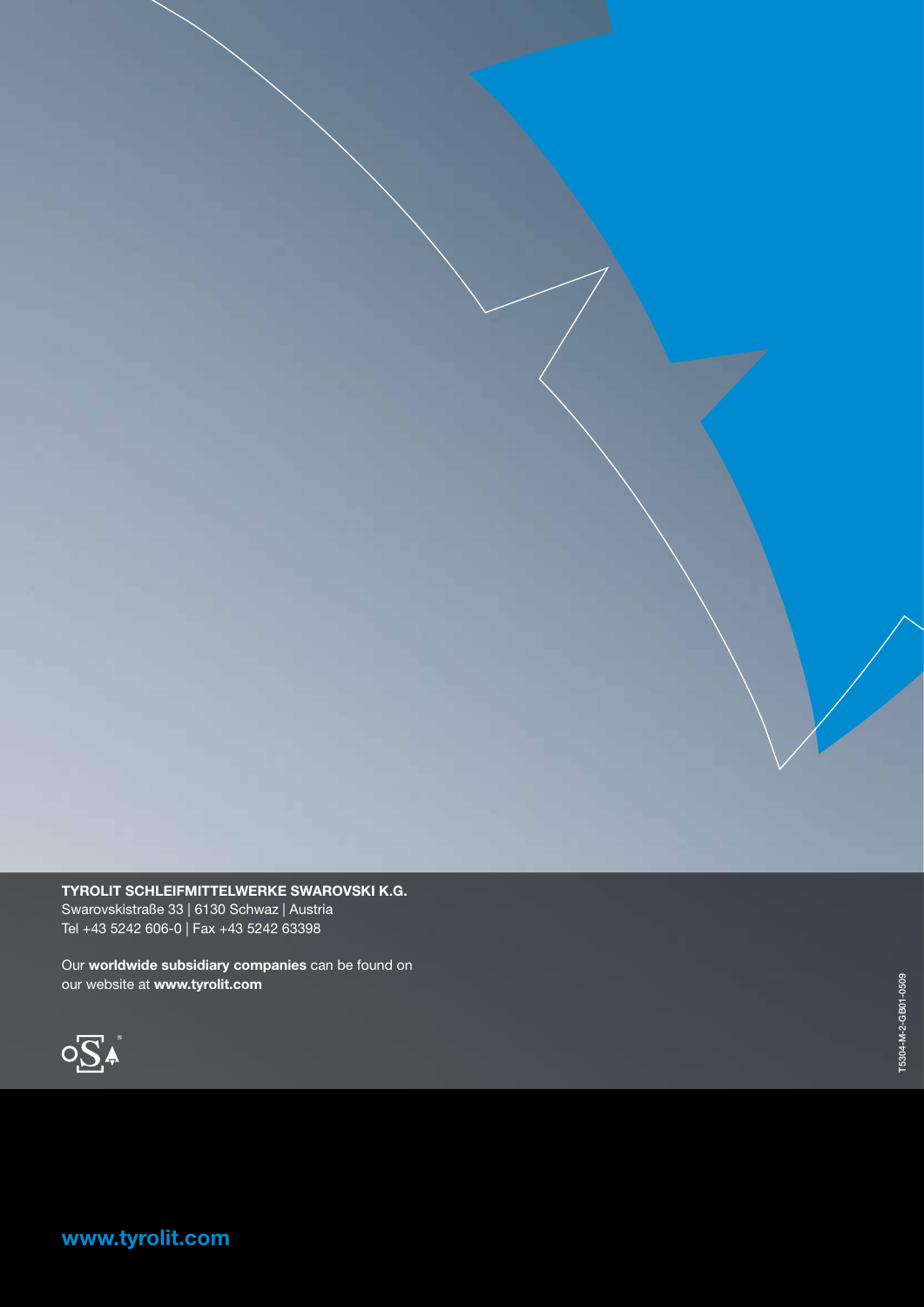**TYROLIT SCHLEIFMITTELWERKE SWAROVSKI K.G.**
Swarovskistraße 33 | 6130 Schwaz | Austria
Tel +43 5242 606-0 | Fax +43 5242 63398

Our **worldwide subsidiary companies** can be found on our website at **www.tyrolit.com**

T5304-M-2-GB01-0509

**www.tyrolit.com**